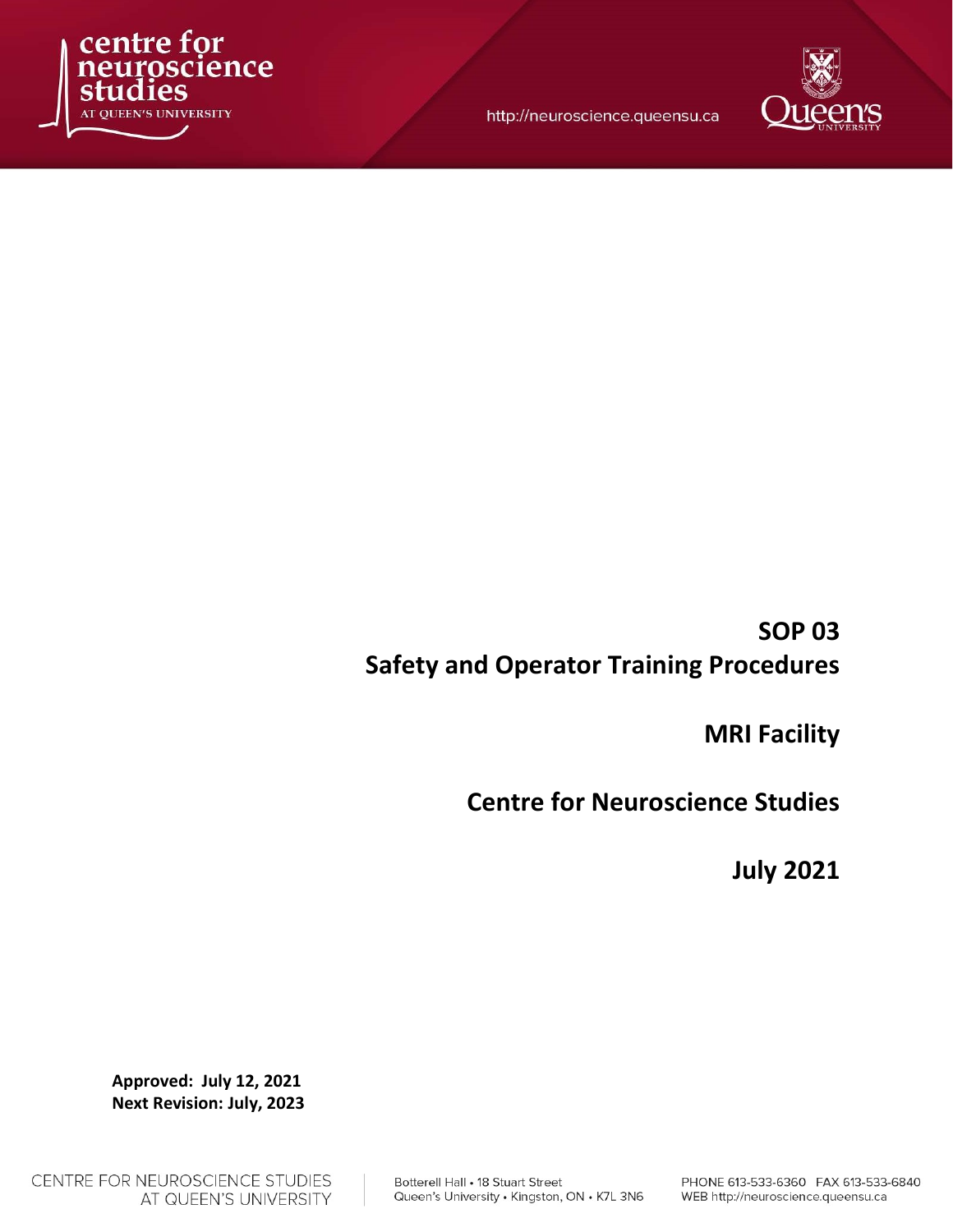# SOP 03
# Safety and Operator Training Procedures

## MRI Facility

## Centre for Neuroscience Studies

## July 2021

**Approved: July 12, 2021**
**Next Revision: July, 2023**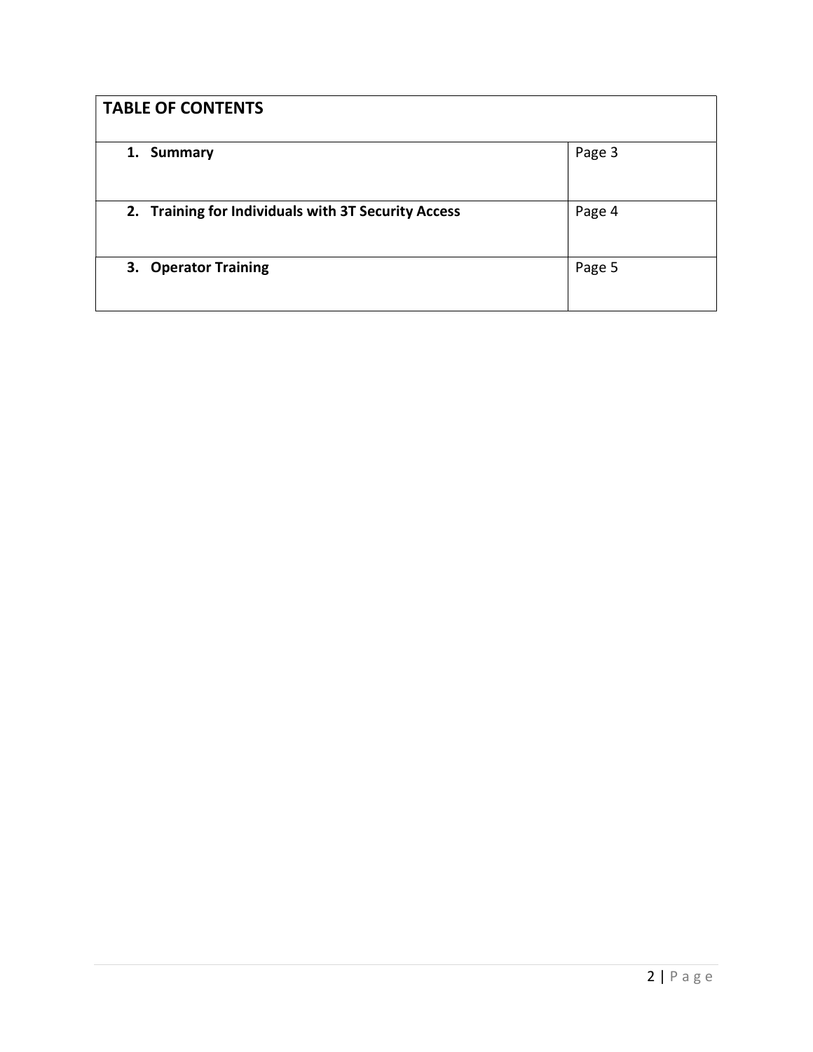| TABLE OF CONTENTS | |
|---|---|
| **1. Summary** | Page 3 |
| **2. Training for Individuals with 3T Security Access** | Page 4 |
| **3. Operator Training** | Page 5 |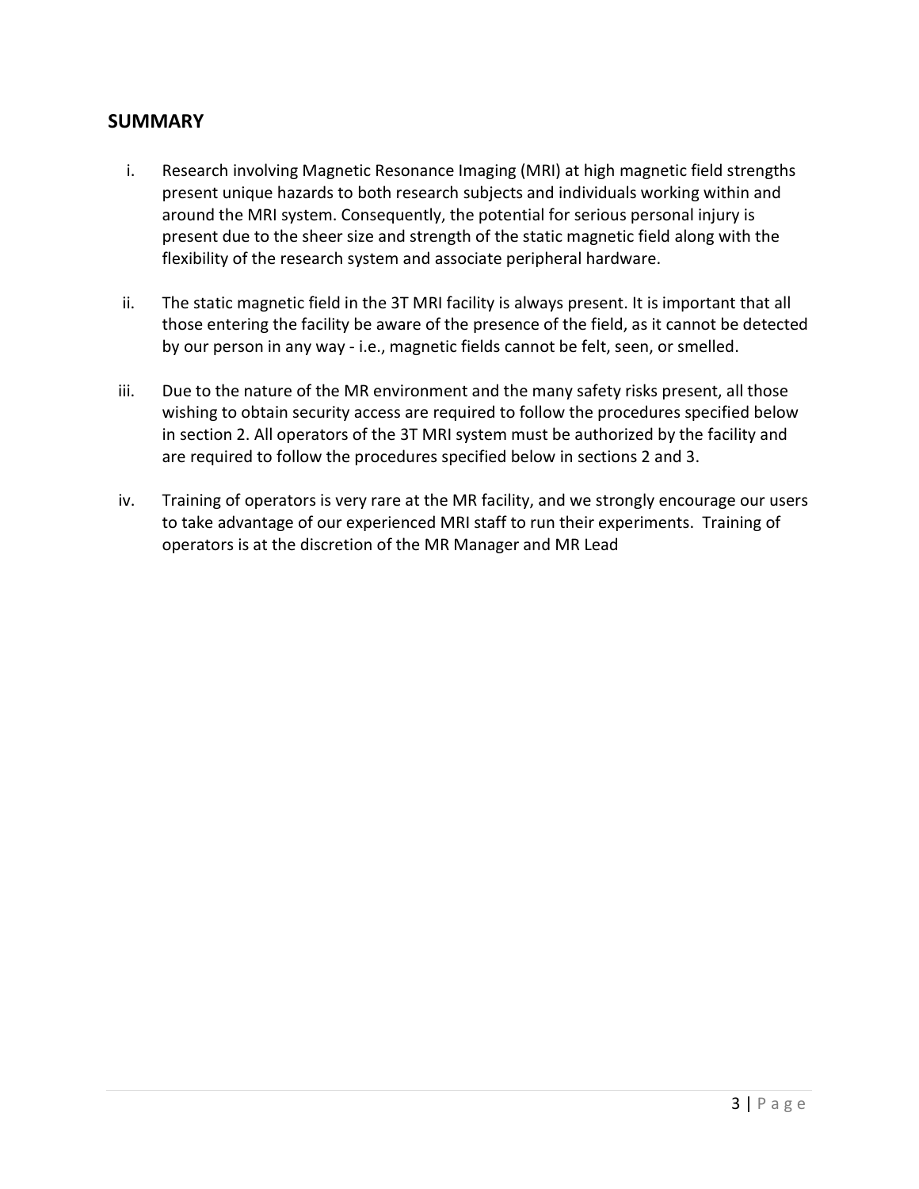## SUMMARY

i. Research involving Magnetic Resonance Imaging (MRI) at high magnetic field strengths present unique hazards to both research subjects and individuals working within and around the MRI system. Consequently, the potential for serious personal injury is present due to the sheer size and strength of the static magnetic field along with the flexibility of the research system and associate peripheral hardware.

ii. The static magnetic field in the 3T MRI facility is always present. It is important that all those entering the facility be aware of the presence of the field, as it cannot be detected by our person in any way - i.e., magnetic fields cannot be felt, seen, or smelled.

iii. Due to the nature of the MR environment and the many safety risks present, all those wishing to obtain security access are required to follow the procedures specified below in section 2. All operators of the 3T MRI system must be authorized by the facility and are required to follow the procedures specified below in sections 2 and 3.

iv. Training of operators is very rare at the MR facility, and we strongly encourage our users to take advantage of our experienced MRI staff to run their experiments. Training of operators is at the discretion of the MR Manager and MR Lead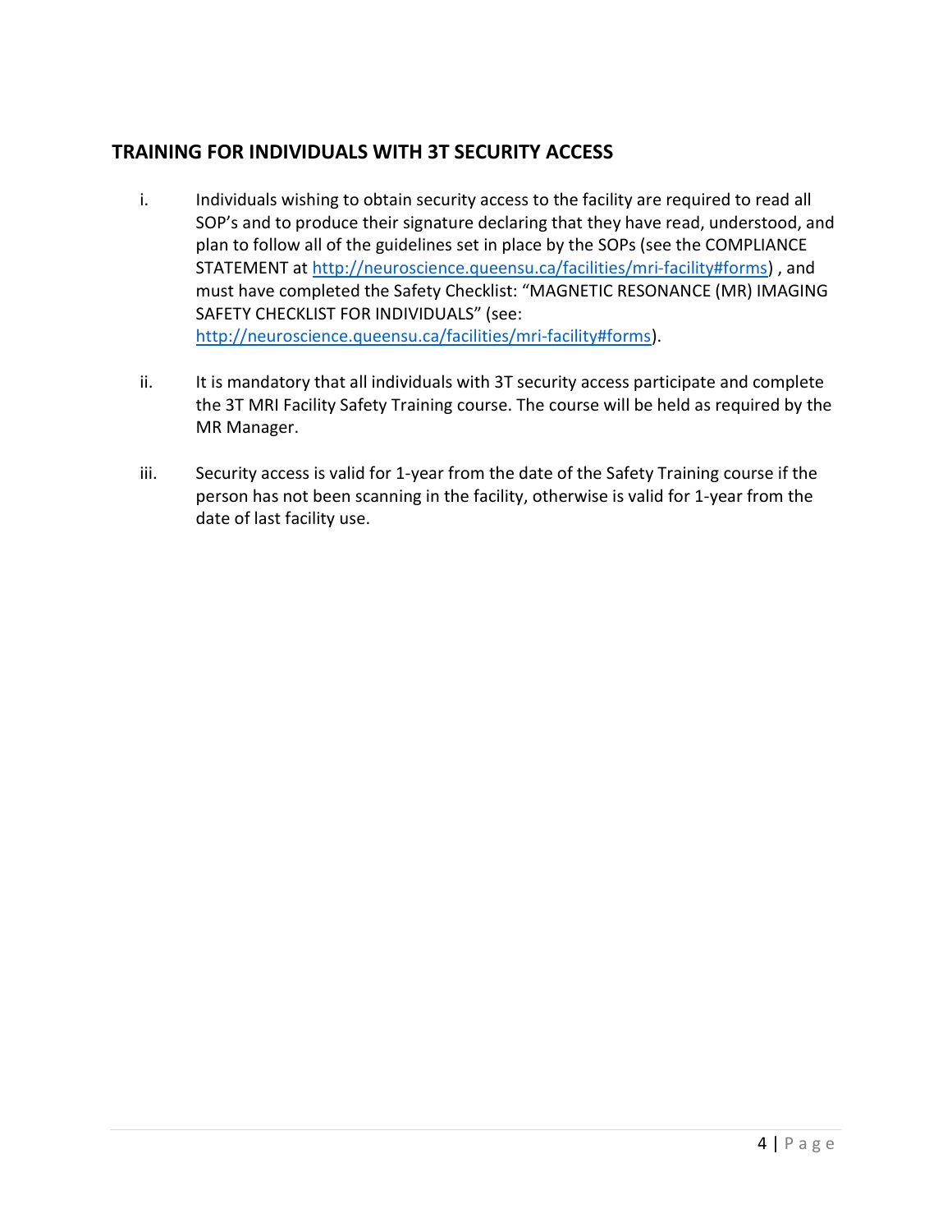## TRAINING FOR INDIVIDUALS WITH 3T SECURITY ACCESS

i. Individuals wishing to obtain security access to the facility are required to read all SOP's and to produce their signature declaring that they have read, understood, and plan to follow all of the guidelines set in place by the SOPs (see the COMPLIANCE STATEMENT at [http://neuroscience.queensu.ca/facilities/mri-facility#forms](http://neuroscience.queensu.ca/facilities/mri-facility#forms)) , and must have completed the Safety Checklist: "MAGNETIC RESONANCE (MR) IMAGING SAFETY CHECKLIST FOR INDIVIDUALS" (see: [http://neuroscience.queensu.ca/facilities/mri-facility#forms](http://neuroscience.queensu.ca/facilities/mri-facility#forms)).

ii. It is mandatory that all individuals with 3T security access participate and complete the 3T MRI Facility Safety Training course. The course will be held as required by the MR Manager.

iii. Security access is valid for 1-year from the date of the Safety Training course if the person has not been scanning in the facility, otherwise is valid for 1-year from the date of last facility use.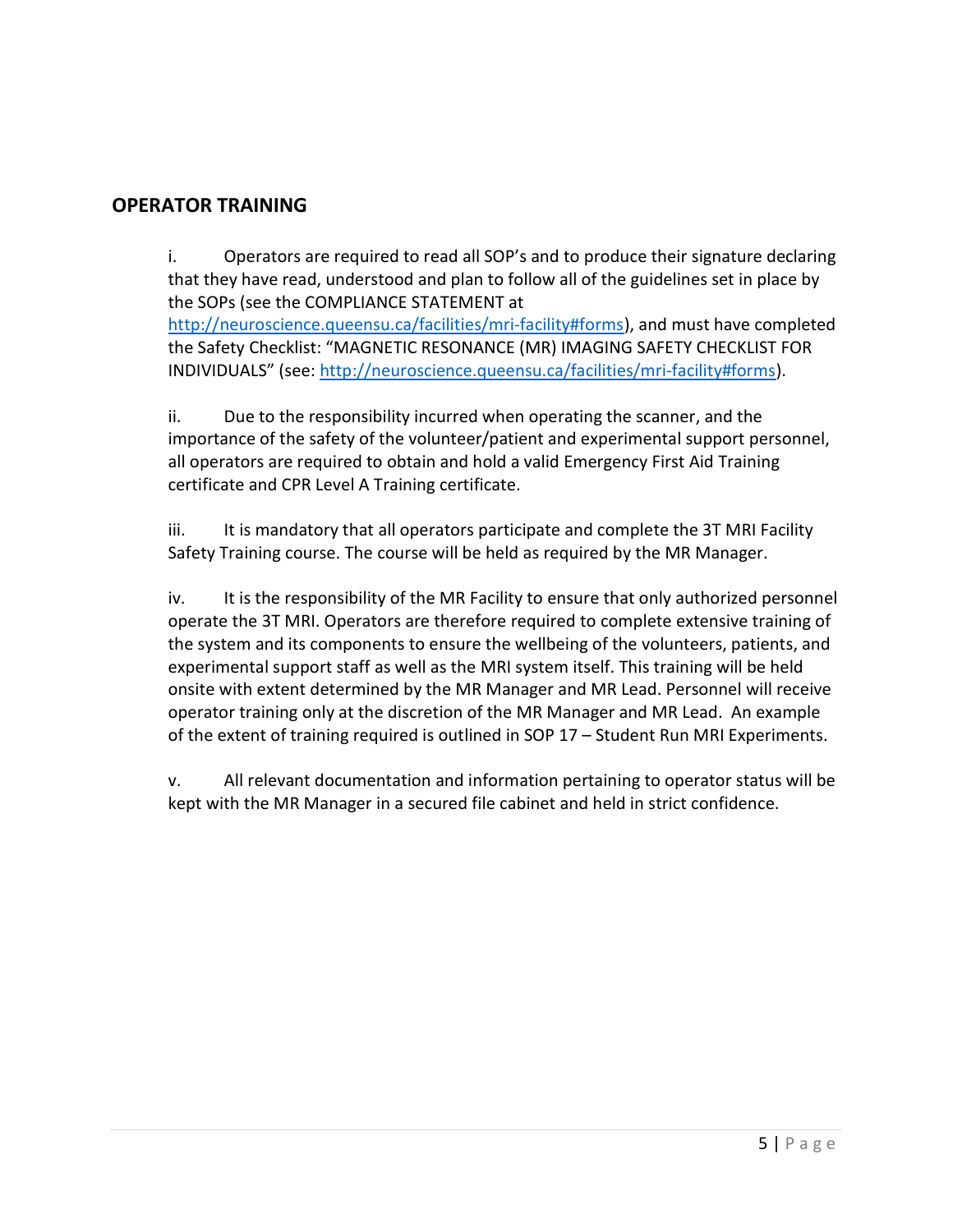## OPERATOR TRAINING

i. Operators are required to read all SOP's and to produce their signature declaring that they have read, understood and plan to follow all of the guidelines set in place by the SOPs (see the COMPLIANCE STATEMENT at [http://neuroscience.queensu.ca/facilities/mri-facility#forms](http://neuroscience.queensu.ca/facilities/mri-facility#forms)), and must have completed the Safety Checklist: "MAGNETIC RESONANCE (MR) IMAGING SAFETY CHECKLIST FOR INDIVIDUALS" (see: [http://neuroscience.queensu.ca/facilities/mri-facility#forms](http://neuroscience.queensu.ca/facilities/mri-facility#forms)).

ii. Due to the responsibility incurred when operating the scanner, and the importance of the safety of the volunteer/patient and experimental support personnel, all operators are required to obtain and hold a valid Emergency First Aid Training certificate and CPR Level A Training certificate.

iii. It is mandatory that all operators participate and complete the 3T MRI Facility Safety Training course. The course will be held as required by the MR Manager.

iv. It is the responsibility of the MR Facility to ensure that only authorized personnel operate the 3T MRI. Operators are therefore required to complete extensive training of the system and its components to ensure the wellbeing of the volunteers, patients, and experimental support staff as well as the MRI system itself. This training will be held onsite with extent determined by the MR Manager and MR Lead. Personnel will receive operator training only at the discretion of the MR Manager and MR Lead. An example of the extent of training required is outlined in SOP 17 – Student Run MRI Experiments.

v. All relevant documentation and information pertaining to operator status will be kept with the MR Manager in a secured file cabinet and held in strict confidence.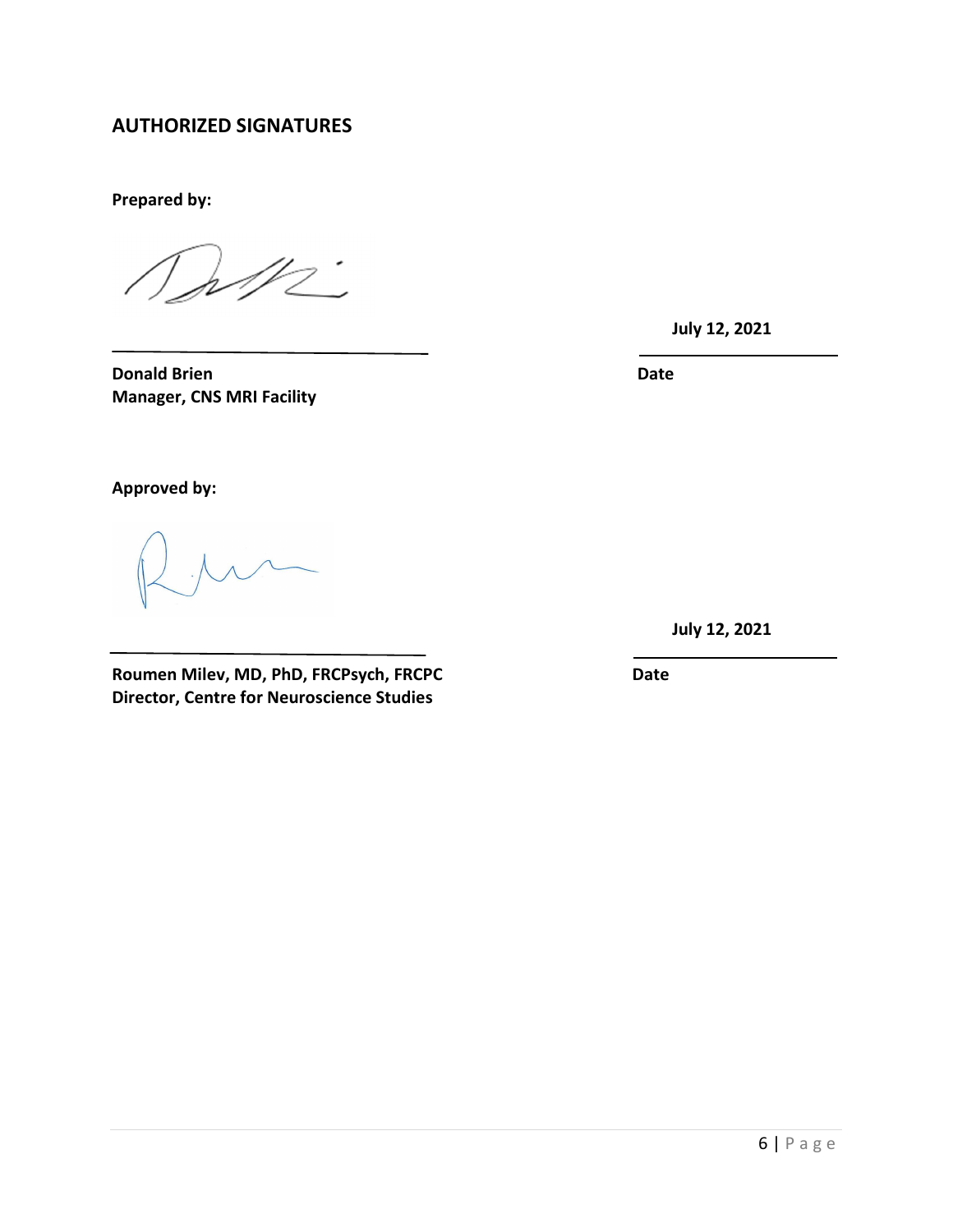## AUTHORIZED SIGNATURES

**Prepared by:**

July 12, 2021

**Donald Brien**
**Manager, CNS MRI Facility**

**Date**

**Approved by:**

July 12, 2021

**Roumen Milev, MD, PhD, FRCPsych, FRCPC**
**Director, Centre for Neuroscience Studies**

**Date**